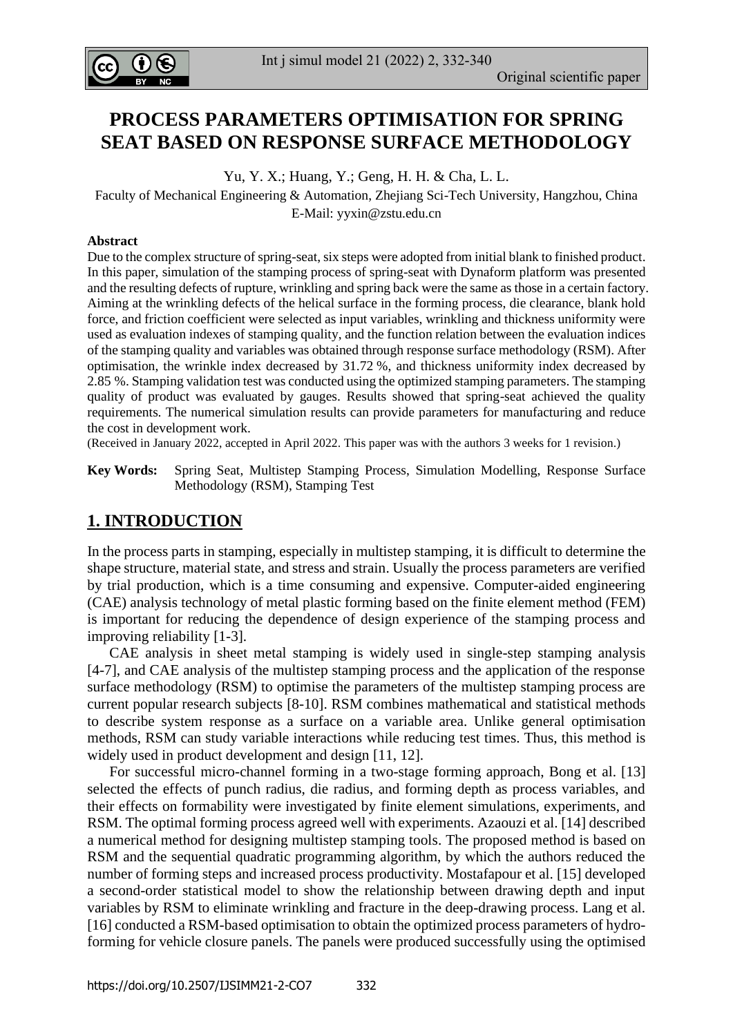# PROCESS PARAMETERS OPTIMISATION FOR SPRING SEAT BASED ON RESPONSE SURFACE METHODOLOGY

Yu, Y. X.; Huang, Y.; Geng, H. H. & Cha, L. L.

Faculty of Mechanical Engineering & Automation, Zhejiang Sci-Tech University, Hangzhou, China
E-Mail: yyxin@zstu.edu.cn

**Abstract**

Due to the complex structure of spring-seat, six steps were adopted from initial blank to finished product. In this paper, simulation of the stamping process of spring-seat with Dynaform platform was presented and the resulting defects of rupture, wrinkling and spring back were the same as those in a certain factory. Aiming at the wrinkling defects of the helical surface in the forming process, die clearance, blank hold force, and friction coefficient were selected as input variables, wrinkling and thickness uniformity were used as evaluation indexes of stamping quality, and the function relation between the evaluation indices of the stamping quality and variables was obtained through response surface methodology (RSM). After optimisation, the wrinkle index decreased by 31.72 %, and thickness uniformity index decreased by 2.85 %. Stamping validation test was conducted using the optimized stamping parameters. The stamping quality of product was evaluated by gauges. Results showed that spring-seat achieved the quality requirements. The numerical simulation results can provide parameters for manufacturing and reduce the cost in development work.

(Received in January 2022, accepted in April 2022. This paper was with the authors 3 weeks for 1 revision.)

**Key Words:** Spring Seat, Multistep Stamping Process, Simulation Modelling, Response Surface Methodology (RSM), Stamping Test

## 1. INTRODUCTION

In the process parts in stamping, especially in multistep stamping, it is difficult to determine the shape structure, material state, and stress and strain. Usually the process parameters are verified by trial production, which is a time consuming and expensive. Computer-aided engineering (CAE) analysis technology of metal plastic forming based on the finite element method (FEM) is important for reducing the dependence of design experience of the stamping process and improving reliability [1-3].

CAE analysis in sheet metal stamping is widely used in single-step stamping analysis [4-7], and CAE analysis of the multistep stamping process and the application of the response surface methodology (RSM) to optimise the parameters of the multistep stamping process are current popular research subjects [8-10]. RSM combines mathematical and statistical methods to describe system response as a surface on a variable area. Unlike general optimisation methods, RSM can study variable interactions while reducing test times. Thus, this method is widely used in product development and design [11, 12].

For successful micro-channel forming in a two-stage forming approach, Bong et al. [13] selected the effects of punch radius, die radius, and forming depth as process variables, and their effects on formability were investigated by finite element simulations, experiments, and RSM. The optimal forming process agreed well with experiments. Azaouzi et al. [14] described a numerical method for designing multistep stamping tools. The proposed method is based on RSM and the sequential quadratic programming algorithm, by which the authors reduced the number of forming steps and increased process productivity. Mostafapour et al. [15] developed a second-order statistical model to show the relationship between drawing depth and input variables by RSM to eliminate wrinkling and fracture in the deep-drawing process. Lang et al. [16] conducted a RSM-based optimisation to obtain the optimized process parameters of hydro-forming for vehicle closure panels. The panels were produced successfully using the optimised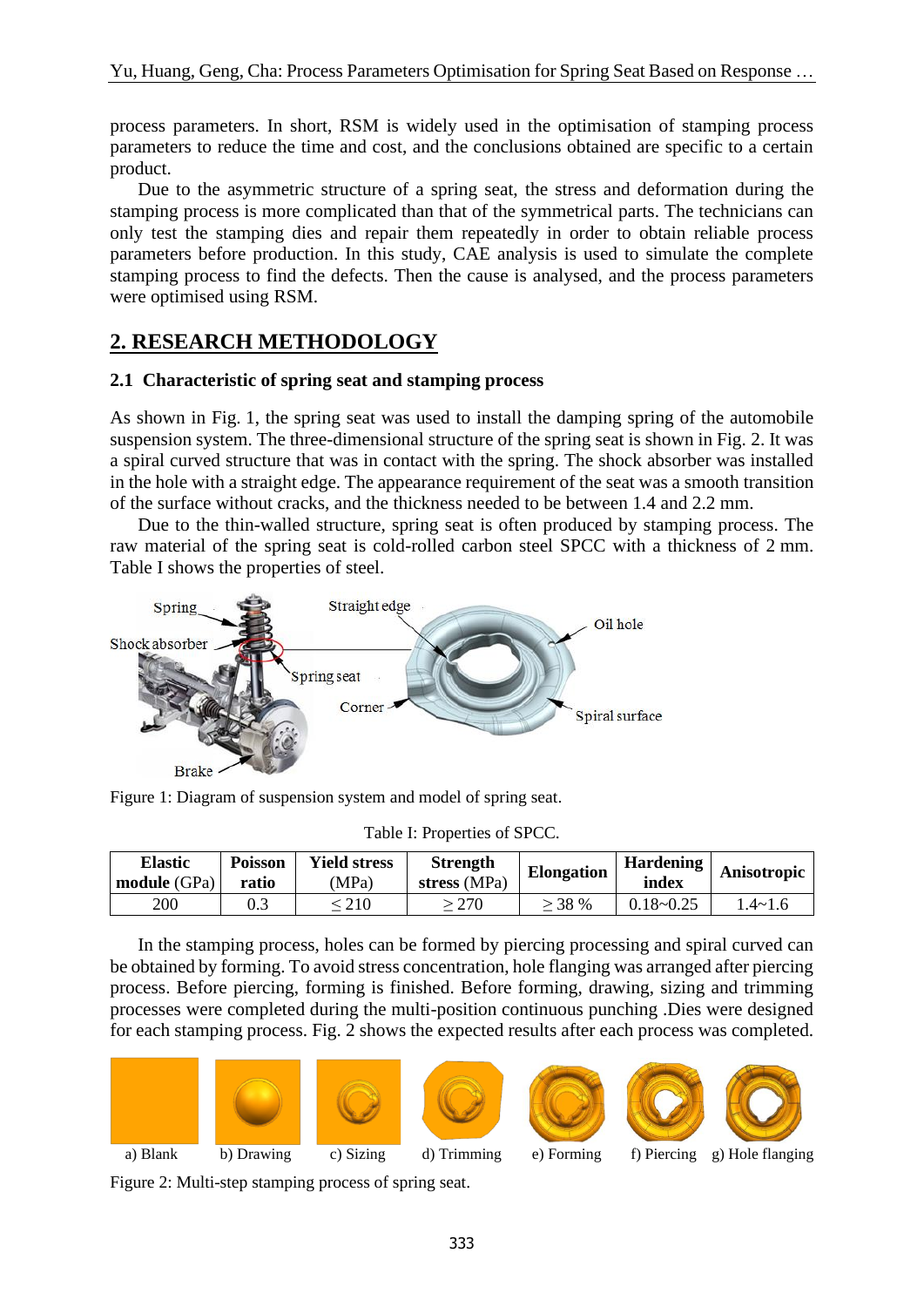process parameters. In short, RSM is widely used in the optimisation of stamping process parameters to reduce the time and cost, and the conclusions obtained are specific to a certain product.

Due to the asymmetric structure of a spring seat, the stress and deformation during the stamping process is more complicated than that of the symmetrical parts. The technicians can only test the stamping dies and repair them repeatedly in order to obtain reliable process parameters before production. In this study, CAE analysis is used to simulate the complete stamping process to find the defects. Then the cause is analysed, and the process parameters were optimised using RSM.

## 2. RESEARCH METHODOLOGY

### 2.1 Characteristic of spring seat and stamping process

As shown in Fig. 1, the spring seat was used to install the damping spring of the automobile suspension system. The three-dimensional structure of the spring seat is shown in Fig. 2. It was a spiral curved structure that was in contact with the spring. The shock absorber was installed in the hole with a straight edge. The appearance requirement of the seat was a smooth transition of the surface without cracks, and the thickness needed to be between 1.4 and 2.2 mm.

Due to the thin-walled structure, spring seat is often produced by stamping process. The raw material of the spring seat is cold-rolled carbon steel SPCC with a thickness of 2 mm. Table I shows the properties of steel.

Figure 1: Diagram of suspension system and model of spring seat.

Table I: Properties of SPCC.

| Elastic module (GPa) | Poisson ratio | Yield stress (MPa) | Strength stress (MPa) | Elongation | Hardening index | Anisotropic |
|---|---|---|---|---|---|---|
| 200 | 0.3 | ≤ 210 | ≥ 270 | ≥ 38 % | 0.18~0.25 | 1.4~1.6 |

In the stamping process, holes can be formed by piercing processing and spiral curved can be obtained by forming. To avoid stress concentration, hole flanging was arranged after piercing process. Before piercing, forming is finished. Before forming, drawing, sizing and trimming processes were completed during the multi-position continuous punching .Dies were designed for each stamping process. Fig. 2 shows the expected results after each process was completed.

a) Blank b) Drawing c) Sizing d) Trimming e) Forming f) Piercing g) Hole flanging

Figure 2: Multi-step stamping process of spring seat.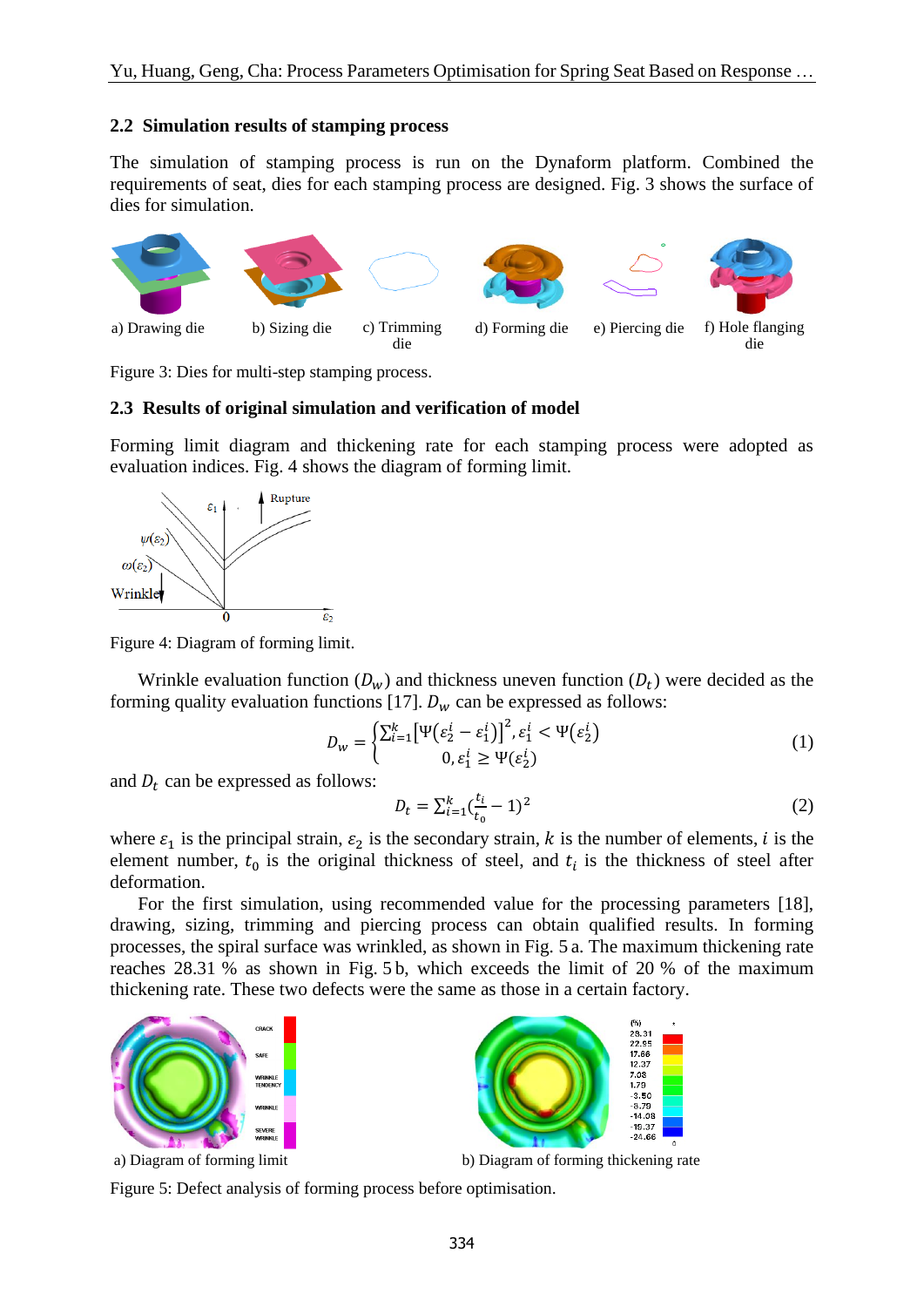## 2.2 Simulation results of stamping process

The simulation of stamping process is run on the Dynaform platform. Combined the requirements of seat, dies for each stamping process are designed. Fig. 3 shows the surface of dies for simulation.

a) Drawing die b) Sizing die c) Trimming die d) Forming die e) Piercing die f) Hole flanging die

Figure 3: Dies for multi-step stamping process.

## 2.3 Results of original simulation and verification of model

Forming limit diagram and thickening rate for each stamping process were adopted as evaluation indices. Fig. 4 shows the diagram of forming limit.

Figure 4: Diagram of forming limit.

Wrinkle evaluation function ($D_w$) and thickness uneven function ($D_t$) were decided as the forming quality evaluation functions [17]. $D_w$ can be expressed as follows:

$$D_w = \begin{cases} \sum_{i=1}^{k}\left[\Psi(\varepsilon_2^i - \varepsilon_1^i)\right]^2, \varepsilon_1^i < \Psi(\varepsilon_2^i) \\ 0, \varepsilon_1^i \geq \Psi(\varepsilon_2^i) \end{cases} \tag{1}$$

and $D_t$ can be expressed as follows:

$$D_t = \sum_{i=1}^{k}\left(\frac{t_i}{t_0} - 1\right)^2 \tag{2}$$

where $\varepsilon_1$ is the principal strain, $\varepsilon_2$ is the secondary strain, $k$ is the number of elements, $i$ is the element number, $t_0$ is the original thickness of steel, and $t_i$ is the thickness of steel after deformation.

For the first simulation, using recommended value for the processing parameters [18], drawing, sizing, trimming and piercing process can obtain qualified results. In forming processes, the spiral surface was wrinkled, as shown in Fig. 5 a. The maximum thickening rate reaches 28.31 % as shown in Fig. 5 b, which exceeds the limit of 20 % of the maximum thickening rate. These two defects were the same as those in a certain factory.

a) Diagram of forming limit b) Diagram of forming thickening rate

Figure 5: Defect analysis of forming process before optimisation.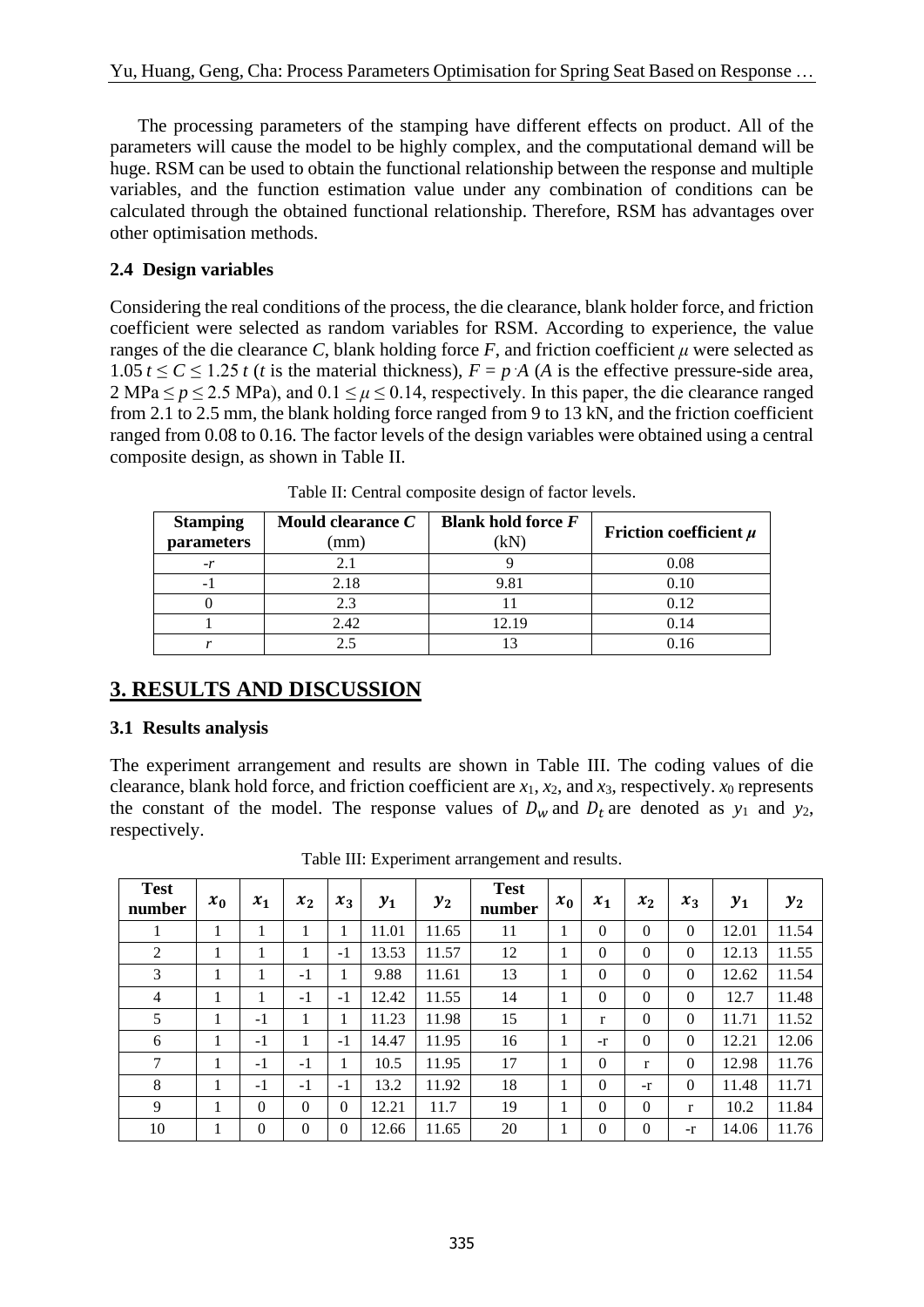The processing parameters of the stamping have different effects on product. All of the parameters will cause the model to be highly complex, and the computational demand will be huge. RSM can be used to obtain the functional relationship between the response and multiple variables, and the function estimation value under any combination of conditions can be calculated through the obtained functional relationship. Therefore, RSM has advantages over other optimisation methods.

### 2.4 Design variables

Considering the real conditions of the process, the die clearance, blank holder force, and friction coefficient were selected as random variables for RSM. According to experience, the value ranges of the die clearance $C$, blank holding force $F$, and friction coefficient $\mu$ were selected as $1.05\,t \leq C \leq 1.25\,t$ ($t$ is the material thickness), $F = p \cdot A$ ($A$ is the effective pressure-side area, 2 MPa $\leq p \leq$ 2.5 MPa), and $0.1 \leq \mu \leq 0.14$, respectively. In this paper, the die clearance ranged from 2.1 to 2.5 mm, the blank holding force ranged from 9 to 13 kN, and the friction coefficient ranged from 0.08 to 0.16. The factor levels of the design variables were obtained using a central composite design, as shown in Table II.

Table II: Central composite design of factor levels.

| **Stamping parameters** | **Mould clearance $C$** (mm) | **Blank hold force $F$** (kN) | **Friction coefficient $\mu$** |
|---|---|---|---|
| $-r$ | 2.1 | 9 | 0.08 |
| -1 | 2.18 | 9.81 | 0.10 |
| 0 | 2.3 | 11 | 0.12 |
| 1 | 2.42 | 12.19 | 0.14 |
| $r$ | 2.5 | 13 | 0.16 |

## 3. RESULTS AND DISCUSSION

### 3.1 Results analysis

The experiment arrangement and results are shown in Table III. The coding values of die clearance, blank hold force, and friction coefficient are $x_1$, $x_2$, and $x_3$, respectively. $x_0$ represents the constant of the model. The response values of $D_w$ and $D_t$ are denoted as $y_1$ and $y_2$, respectively.

Table III: Experiment arrangement and results.

| **Test number** | $x_0$ | $x_1$ | $x_2$ | $x_3$ | $y_1$ | $y_2$ | **Test number** | $x_0$ | $x_1$ | $x_2$ | $x_3$ | $y_1$ | $y_2$ |
|---|---|---|---|---|---|---|---|---|---|---|---|---|---|
| 1 | 1 | 1 | 1 | 1 | 11.01 | 11.65 | 11 | 1 | 0 | 0 | 0 | 12.01 | 11.54 |
| 2 | 1 | 1 | 1 | -1 | 13.53 | 11.57 | 12 | 1 | 0 | 0 | 0 | 12.13 | 11.55 |
| 3 | 1 | 1 | -1 | 1 | 9.88 | 11.61 | 13 | 1 | 0 | 0 | 0 | 12.62 | 11.54 |
| 4 | 1 | 1 | -1 | -1 | 12.42 | 11.55 | 14 | 1 | 0 | 0 | 0 | 12.7 | 11.48 |
| 5 | 1 | -1 | 1 | 1 | 11.23 | 11.98 | 15 | 1 | r | 0 | 0 | 11.71 | 11.52 |
| 6 | 1 | -1 | 1 | -1 | 14.47 | 11.95 | 16 | 1 | -r | 0 | 0 | 12.21 | 12.06 |
| 7 | 1 | -1 | -1 | 1 | 10.5 | 11.95 | 17 | 1 | 0 | r | 0 | 12.98 | 11.76 |
| 8 | 1 | -1 | -1 | -1 | 13.2 | 11.92 | 18 | 1 | 0 | -r | 0 | 11.48 | 11.71 |
| 9 | 1 | 0 | 0 | 0 | 12.21 | 11.7 | 19 | 1 | 0 | 0 | r | 10.2 | 11.84 |
| 10 | 1 | 0 | 0 | 0 | 12.66 | 11.65 | 20 | 1 | 0 | 0 | -r | 14.06 | 11.76 |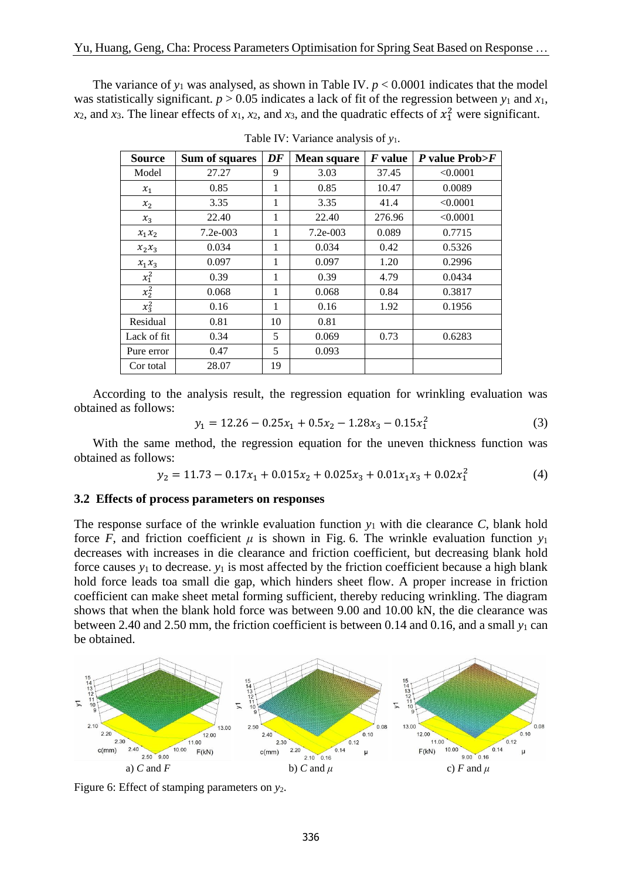The variance of $y_1$ was analysed, as shown in Table IV. $p < 0.0001$ indicates that the model was statistically significant. $p > 0.05$ indicates a lack of fit of the regression between $y_1$ and $x_1$, $x_2$, and $x_3$. The linear effects of $x_1$, $x_2$, and $x_3$, and the quadratic effects of $x_1^2$ were significant.

Table IV: Variance analysis of $y_1$.

| **Source** | **Sum of squares** | ***DF*** | **Mean square** | ***F* value** | ***P* value Prob>*F*** |
|---|---|---|---|---|---|
| Model | 27.27 | 9 | 3.03 | 37.45 | <0.0001 |
| $x_1$ | 0.85 | 1 | 0.85 | 10.47 | 0.0089 |
| $x_2$ | 3.35 | 1 | 3.35 | 41.4 | <0.0001 |
| $x_3$ | 22.40 | 1 | 22.40 | 276.96 | <0.0001 |
| $x_1x_2$ | 7.2e-003 | 1 | 7.2e-003 | 0.089 | 0.7715 |
| $x_2x_3$ | 0.034 | 1 | 0.034 | 0.42 | 0.5326 |
| $x_1x_3$ | 0.097 | 1 | 0.097 | 1.20 | 0.2996 |
| $x_1^2$ | 0.39 | 1 | 0.39 | 4.79 | 0.0434 |
| $x_2^2$ | 0.068 | 1 | 0.068 | 0.84 | 0.3817 |
| $x_3^2$ | 0.16 | 1 | 0.16 | 1.92 | 0.1956 |
| Residual | 0.81 | 10 | 0.81 | | |
| Lack of fit | 0.34 | 5 | 0.069 | 0.73 | 0.6283 |
| Pure error | 0.47 | 5 | 0.093 | | |
| Cor total | 28.07 | 19 | | | |

According to the analysis result, the regression equation for wrinkling evaluation was obtained as follows:

$$y_1 = 12.26 - 0.25x_1 + 0.5x_2 - 1.28x_3 - 0.15x_1^2 \tag{3}$$

With the same method, the regression equation for the uneven thickness function was obtained as follows:

$$y_2 = 11.73 - 0.17x_1 + 0.015x_2 + 0.025x_3 + 0.01x_1x_3 + 0.02x_1^2 \tag{4}$$

### 3.2 Effects of process parameters on responses

The response surface of the wrinkle evaluation function $y_1$ with die clearance $C$, blank hold force $F$, and friction coefficient $\mu$ is shown in Fig. 6. The wrinkle evaluation function $y_1$ decreases with increases in die clearance and friction coefficient, but decreasing blank hold force causes $y_1$ to decrease. $y_1$ is most affected by the friction coefficient because a high blank hold force leads toa small die gap, which hinders sheet flow. A proper increase in friction coefficient can make sheet metal forming sufficient, thereby reducing wrinkling. The diagram shows that when the blank hold force was between 9.00 and 10.00 kN, the die clearance was between 2.40 and 2.50 mm, the friction coefficient is between 0.14 and 0.16, and a small $y_1$ can be obtained.

a) $C$ and $F$ b) $C$ and $\mu$ c) $F$ and $\mu$

Figure 6: Effect of stamping parameters on $y_2$.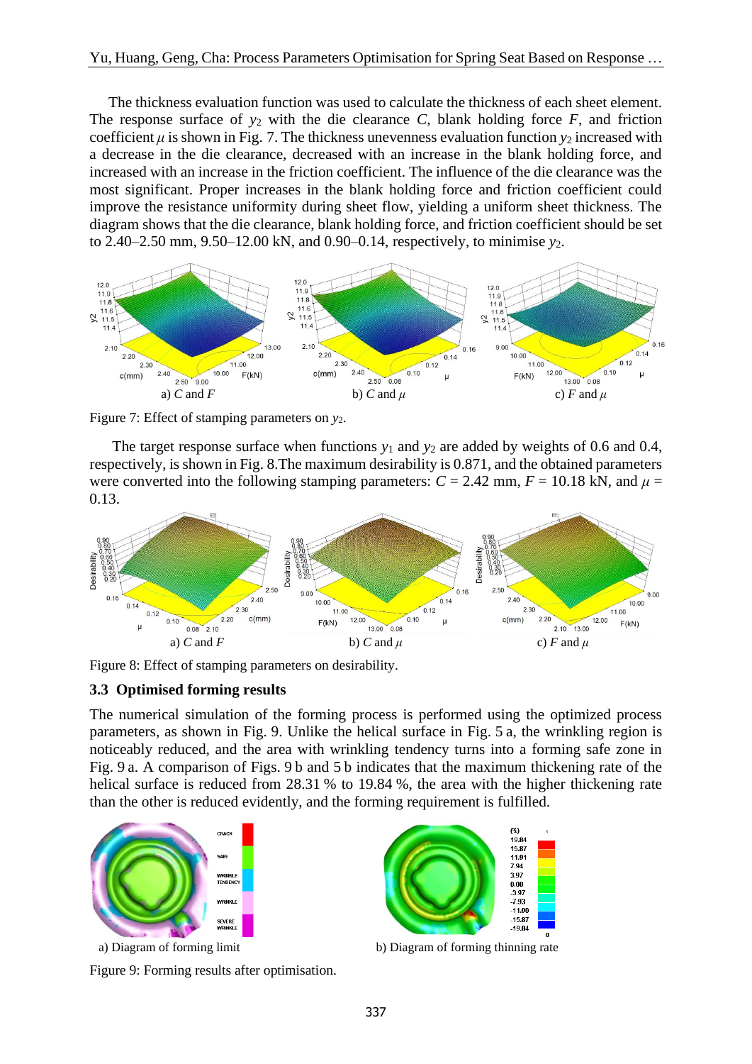The thickness evaluation function was used to calculate the thickness of each sheet element. The response surface of $y_2$ with the die clearance $C$, blank holding force $F$, and friction coefficient $\mu$ is shown in Fig. 7. The thickness unevenness evaluation function $y_2$ increased with a decrease in the die clearance, decreased with an increase in the blank holding force, and increased with an increase in the friction coefficient. The influence of the die clearance was the most significant. Proper increases in the blank holding force and friction coefficient could improve the resistance uniformity during sheet flow, yielding a uniform sheet thickness. The diagram shows that the die clearance, blank holding force, and friction coefficient should be set to 2.40–2.50 mm, 9.50–12.00 kN, and 0.90–0.14, respectively, to minimise $y_2$.

a) $C$ and $F$ b) $C$ and $\mu$ c) $F$ and $\mu$

Figure 7: Effect of stamping parameters on $y_2$.

The target response surface when functions $y_1$ and $y_2$ are added by weights of 0.6 and 0.4, respectively, is shown in Fig. 8.The maximum desirability is 0.871, and the obtained parameters were converted into the following stamping parameters: $C$ = 2.42 mm, $F$ = 10.18 kN, and $\mu$ = 0.13.

a) $C$ and $F$ b) $C$ and $\mu$ c) $F$ and $\mu$

Figure 8: Effect of stamping parameters on desirability.

### 3.3 Optimised forming results

The numerical simulation of the forming process is performed using the optimized process parameters, as shown in Fig. 9. Unlike the helical surface in Fig. 5 a, the wrinkling region is noticeably reduced, and the area with wrinkling tendency turns into a forming safe zone in Fig. 9 a. A comparison of Figs. 9 b and 5 b indicates that the maximum thickening rate of the helical surface is reduced from 28.31 % to 19.84 %, the area with the higher thickening rate than the other is reduced evidently, and the forming requirement is fulfilled.

a) Diagram of forming limit b) Diagram of forming thinning rate

Figure 9: Forming results after optimisation.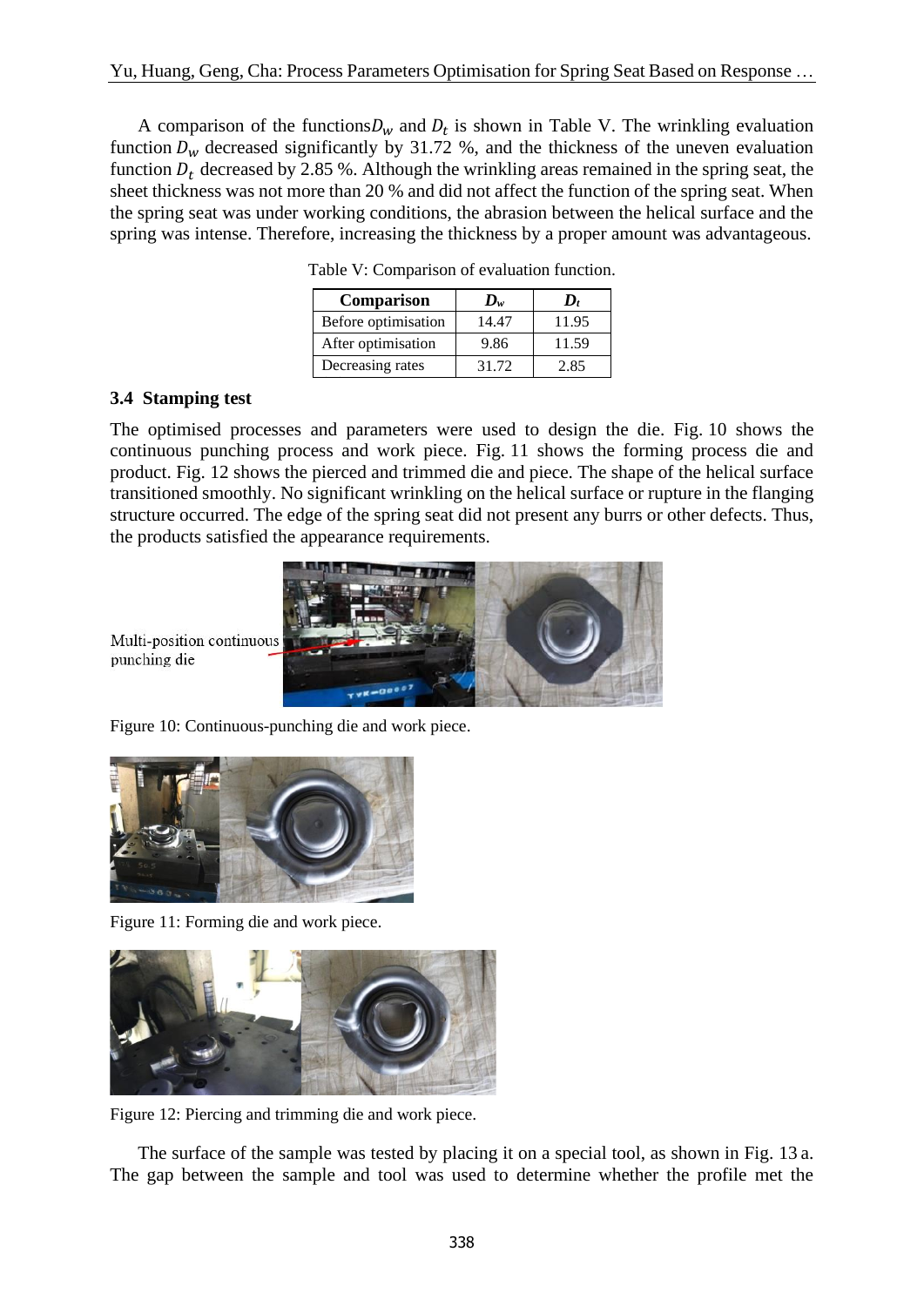A comparison of the functions $D_w$ and $D_t$ is shown in Table V. The wrinkling evaluation function $D_w$ decreased significantly by 31.72 %, and the thickness of the uneven evaluation function $D_t$ decreased by 2.85 %. Although the wrinkling areas remained in the spring seat, the sheet thickness was not more than 20 % and did not affect the function of the spring seat. When the spring seat was under working conditions, the abrasion between the helical surface and the spring was intense. Therefore, increasing the thickness by a proper amount was advantageous.

Table V: Comparison of evaluation function.

| Comparison | $D_w$ | $D_t$ |
|---|---|---|
| Before optimisation | 14.47 | 11.95 |
| After optimisation | 9.86 | 11.59 |
| Decreasing rates | 31.72 | 2.85 |

### 3.4 Stamping test

The optimised processes and parameters were used to design the die. Fig. 10 shows the continuous punching process and work piece. Fig. 11 shows the forming process die and product. Fig. 12 shows the pierced and trimmed die and piece. The shape of the helical surface transitioned smoothly. No significant wrinkling on the helical surface or rupture in the flanging structure occurred. The edge of the spring seat did not present any burrs or other defects. Thus, the products satisfied the appearance requirements.

Multi-position continuous punching die

Figure 10: Continuous-punching die and work piece.

Figure 11: Forming die and work piece.

Figure 12: Piercing and trimming die and work piece.

The surface of the sample was tested by placing it on a special tool, as shown in Fig. 13 a. The gap between the sample and tool was used to determine whether the profile met the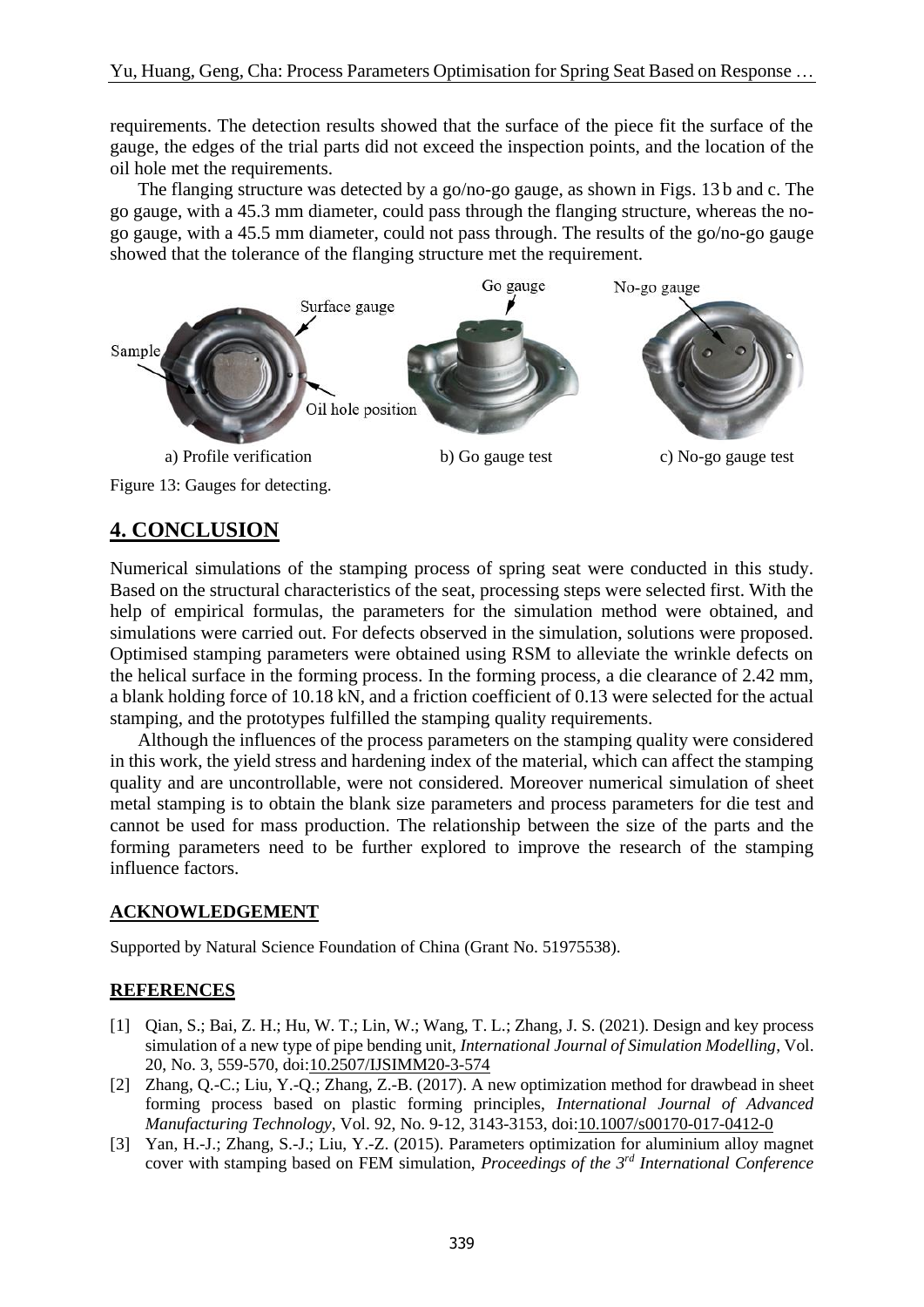requirements. The detection results showed that the surface of the piece fit the surface of the gauge, the edges of the trial parts did not exceed the inspection points, and the location of the oil hole met the requirements.

The flanging structure was detected by a go/no-go gauge, as shown in Figs. 13 b and c. The go gauge, with a 45.3 mm diameter, could pass through the flanging structure, whereas the no-go gauge, with a 45.5 mm diameter, could not pass through. The results of the go/no-go gauge showed that the tolerance of the flanging structure met the requirement.

a) Profile verification　　b) Go gauge test　　c) No-go gauge test

Figure 13: Gauges for detecting.

## 4. CONCLUSION

Numerical simulations of the stamping process of spring seat were conducted in this study. Based on the structural characteristics of the seat, processing steps were selected first. With the help of empirical formulas, the parameters for the simulation method were obtained, and simulations were carried out. For defects observed in the simulation, solutions were proposed. Optimised stamping parameters were obtained using RSM to alleviate the wrinkle defects on the helical surface in the forming process. In the forming process, a die clearance of 2.42 mm, a blank holding force of 10.18 kN, and a friction coefficient of 0.13 were selected for the actual stamping, and the prototypes fulfilled the stamping quality requirements.

Although the influences of the process parameters on the stamping quality were considered in this work, the yield stress and hardening index of the material, which can affect the stamping quality and are uncontrollable, were not considered. Moreover numerical simulation of sheet metal stamping is to obtain the blank size parameters and process parameters for die test and cannot be used for mass production. The relationship between the size of the parts and the forming parameters need to be further explored to improve the research of the stamping influence factors.

### ACKNOWLEDGEMENT

Supported by Natural Science Foundation of China (Grant No. 51975538).

### REFERENCES

[1] Qian, S.; Bai, Z. H.; Hu, W. T.; Lin, W.; Wang, T. L.; Zhang, J. S. (2021). Design and key process simulation of a new type of pipe bending unit, *International Journal of Simulation Modelling*, Vol. 20, No. 3, 559-570, doi:10.2507/IJSIMM20-3-574

[2] Zhang, Q.-C.; Liu, Y.-Q.; Zhang, Z.-B. (2017). A new optimization method for drawbead in sheet forming process based on plastic forming principles, *International Journal of Advanced Manufacturing Technology*, Vol. 92, No. 9-12, 3143-3153, doi:10.1007/s00170-017-0412-0

[3] Yan, H.-J.; Zhang, S.-J.; Liu, Y.-Z. (2015). Parameters optimization for aluminium alloy magnet cover with stamping based on FEM simulation, *Proceedings of the 3rd International Conference*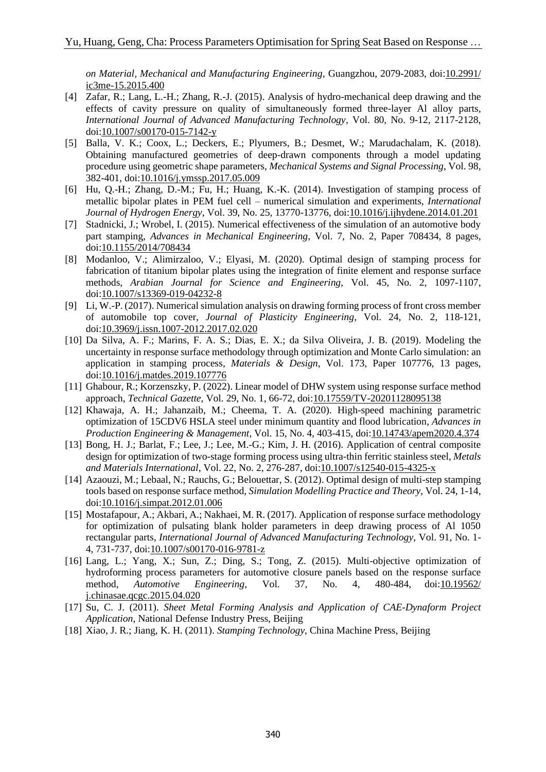*on Material, Mechanical and Manufacturing Engineering*, Guangzhou, 2079-2083, doi:10.2991/ic3me-15.2015.400

[4] Zafar, R.; Lang, L.-H.; Zhang, R.-J. (2015). Analysis of hydro-mechanical deep drawing and the effects of cavity pressure on quality of simultaneously formed three-layer Al alloy parts, *International Journal of Advanced Manufacturing Technology*, Vol. 80, No. 9-12, 2117-2128, doi:10.1007/s00170-015-7142-y

[5] Balla, V. K.; Coox, L.; Deckers, E.; Plyumers, B.; Desmet, W.; Marudachalam, K. (2018). Obtaining manufactured geometries of deep-drawn components through a model updating procedure using geometric shape parameters, *Mechanical Systems and Signal Processing*, Vol. 98, 382-401, doi:10.1016/j.ymssp.2017.05.009

[6] Hu, Q.-H.; Zhang, D.-M.; Fu, H.; Huang, K.-K. (2014). Investigation of stamping process of metallic bipolar plates in PEM fuel cell – numerical simulation and experiments, *International Journal of Hydrogen Energy*, Vol. 39, No. 25, 13770-13776, doi:10.1016/j.ijhydene.2014.01.201

[7] Stadnicki, J.; Wrobel, I. (2015). Numerical effectiveness of the simulation of an automotive body part stamping, *Advances in Mechanical Engineering*, Vol. 7, No. 2, Paper 708434, 8 pages, doi:10.1155/2014/708434

[8] Modanloo, V.; Alimirzaloo, V.; Elyasi, M. (2020). Optimal design of stamping process for fabrication of titanium bipolar plates using the integration of finite element and response surface methods, *Arabian Journal for Science and Engineering*, Vol. 45, No. 2, 1097-1107, doi:10.1007/s13369-019-04232-8

[9] Li, W.-P. (2017). Numerical simulation analysis on drawing forming process of front cross member of automobile top cover, *Journal of Plasticity Engineering*, Vol. 24, No. 2, 118-121, doi:10.3969/j.issn.1007-2012.2017.02.020

[10] Da Silva, A. F.; Marins, F. A. S.; Dias, E. X.; da Silva Oliveira, J. B. (2019). Modeling the uncertainty in response surface methodology through optimization and Monte Carlo simulation: an application in stamping process, *Materials & Design*, Vol. 173, Paper 107776, 13 pages, doi:10.1016/j.matdes.2019.107776

[11] Ghabour, R.; Korzenszky, P. (2022). Linear model of DHW system using response surface method approach, *Technical Gazette*, Vol. 29, No. 1, 66-72, doi:10.17559/TV-20201128095138

[12] Khawaja, A. H.; Jahanzaib, M.; Cheema, T. A. (2020). High-speed machining parametric optimization of 15CDV6 HSLA steel under minimum quantity and flood lubrication, *Advances in Production Engineering & Management*, Vol. 15, No. 4, 403-415, doi:10.14743/apem2020.4.374

[13] Bong, H. J.; Barlat, F.; Lee, J.; Lee, M.-G.; Kim, J. H. (2016). Application of central composite design for optimization of two-stage forming process using ultra-thin ferritic stainless steel, *Metals and Materials International*, Vol. 22, No. 2, 276-287, doi:10.1007/s12540-015-4325-x

[14] Azaouzi, M.; Lebaal, N.; Rauchs, G.; Belouettar, S. (2012). Optimal design of multi-step stamping tools based on response surface method, *Simulation Modelling Practice and Theory*, Vol. 24, 1-14, doi:10.1016/j.simpat.2012.01.006

[15] Mostafapour, A.; Akbari, A.; Nakhaei, M. R. (2017). Application of response surface methodology for optimization of pulsating blank holder parameters in deep drawing process of Al 1050 rectangular parts, *International Journal of Advanced Manufacturing Technology*, Vol. 91, No. 1-4, 731-737, doi:10.1007/s00170-016-9781-z

[16] Lang, L.; Yang, X.; Sun, Z.; Ding, S.; Tong, Z. (2015). Multi-objective optimization of hydroforming process parameters for automotive closure panels based on the response surface method, *Automotive Engineering*, Vol. 37, No. 4, 480-484, doi:10.19562/j.chinasae.qcgc.2015.04.020

[17] Su, C. J. (2011). *Sheet Metal Forming Analysis and Application of CAE-Dynaform Project Application*, National Defense Industry Press, Beijing

[18] Xiao, J. R.; Jiang, K. H. (2011). *Stamping Technology*, China Machine Press, Beijing